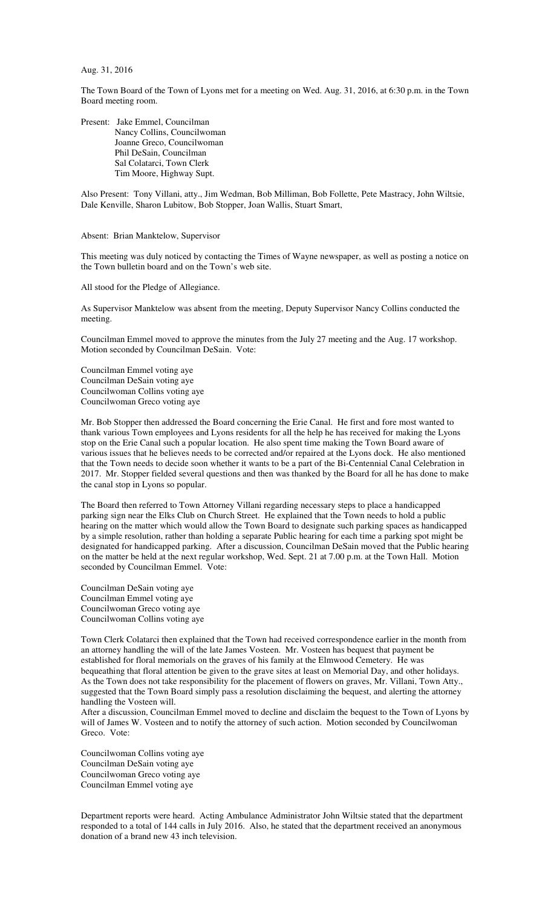Aug. 31, 2016

The Town Board of the Town of Lyons met for a meeting on Wed. Aug. 31, 2016, at 6:30 p.m. in the Town Board meeting room.

Present: Jake Emmel, Councilman
Nancy Collins, Councilwoman
Joanne Greco, Councilwoman
Phil DeSain, Councilman
Sal Colatarci, Town Clerk
Tim Moore, Highway Supt.

Also Present: Tony Villani, atty., Jim Wedman, Bob Milliman, Bob Follette, Pete Mastracy, John Wiltsie, Dale Kenville, Sharon Lubitow, Bob Stopper, Joan Wallis, Stuart Smart,

Absent: Brian Manktelow, Supervisor

This meeting was duly noticed by contacting the Times of Wayne newspaper, as well as posting a notice on the Town bulletin board and on the Town's web site.

All stood for the Pledge of Allegiance.

As Supervisor Manktelow was absent from the meeting, Deputy Supervisor Nancy Collins conducted the meeting.

Councilman Emmel moved to approve the minutes from the July 27 meeting and the Aug. 17 workshop. Motion seconded by Councilman DeSain. Vote:

Councilman Emmel voting aye
Councilman DeSain voting aye
Councilwoman Collins voting aye
Councilwoman Greco voting aye

Mr. Bob Stopper then addressed the Board concerning the Erie Canal. He first and fore most wanted to thank various Town employees and Lyons residents for all the help he has received for making the Lyons stop on the Erie Canal such a popular location. He also spent time making the Town Board aware of various issues that he believes needs to be corrected and/or repaired at the Lyons dock. He also mentioned that the Town needs to decide soon whether it wants to be a part of the Bi-Centennial Canal Celebration in 2017. Mr. Stopper fielded several questions and then was thanked by the Board for all he has done to make the canal stop in Lyons so popular.

The Board then referred to Town Attorney Villani regarding necessary steps to place a handicapped parking sign near the Elks Club on Church Street. He explained that the Town needs to hold a public hearing on the matter which would allow the Town Board to designate such parking spaces as handicapped by a simple resolution, rather than holding a separate Public hearing for each time a parking spot might be designated for handicapped parking. After a discussion, Councilman DeSain moved that the Public hearing on the matter be held at the next regular workshop, Wed. Sept. 21 at 7.00 p.m. at the Town Hall. Motion seconded by Councilman Emmel. Vote:

Councilman DeSain voting aye
Councilman Emmel voting aye
Councilwoman Greco voting aye
Councilwoman Collins voting aye

Town Clerk Colatarci then explained that the Town had received correspondence earlier in the month from an attorney handling the will of the late James Vosteen. Mr. Vosteen has bequest that payment be established for floral memorials on the graves of his family at the Elmwood Cemetery. He was bequeathing that floral attention be given to the grave sites at least on Memorial Day, and other holidays. As the Town does not take responsibility for the placement of flowers on graves, Mr. Villani, Town Atty., suggested that the Town Board simply pass a resolution disclaiming the bequest, and alerting the attorney handling the Vosteen will.
After a discussion, Councilman Emmel moved to decline and disclaim the bequest to the Town of Lyons by will of James W. Vosteen and to notify the attorney of such action. Motion seconded by Councilwoman Greco. Vote:

Councilwoman Collins voting aye
Councilman DeSain voting aye
Councilwoman Greco voting aye
Councilman Emmel voting aye

Department reports were heard. Acting Ambulance Administrator John Wiltsie stated that the department responded to a total of 144 calls in July 2016. Also, he stated that the department received an anonymous donation of a brand new 43 inch television.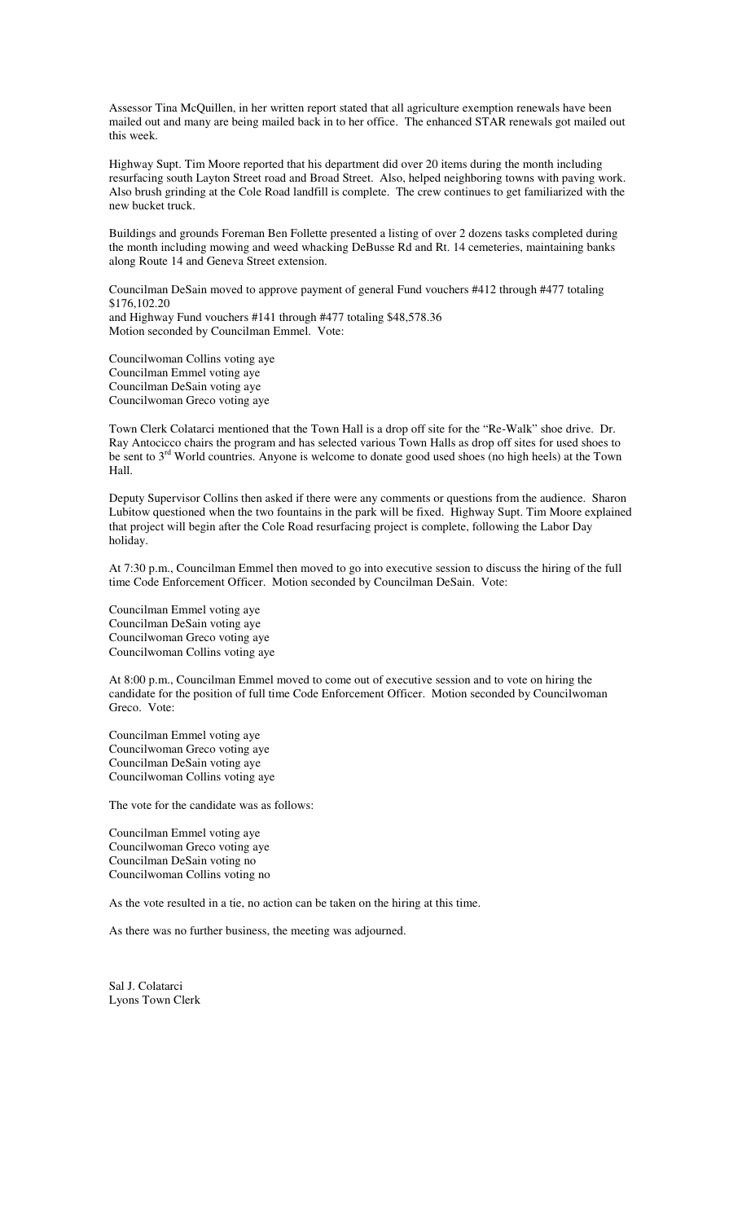Assessor Tina McQuillen, in her written report stated that all agriculture exemption renewals have been mailed out and many are being mailed back in to her office. The enhanced STAR renewals got mailed out this week.

Highway Supt. Tim Moore reported that his department did over 20 items during the month including resurfacing south Layton Street road and Broad Street. Also, helped neighboring towns with paving work. Also brush grinding at the Cole Road landfill is complete. The crew continues to get familiarized with the new bucket truck.

Buildings and grounds Foreman Ben Follette presented a listing of over 2 dozens tasks completed during the month including mowing and weed whacking DeBusse Rd and Rt. 14 cemeteries, maintaining banks along Route 14 and Geneva Street extension.

Councilman DeSain moved to approve payment of general Fund vouchers #412 through #477 totaling $176,102.20
and Highway Fund vouchers #141 through #477 totaling $48,578.36
Motion seconded by Councilman Emmel. Vote:

Councilwoman Collins voting aye
Councilman Emmel voting aye
Councilman DeSain voting aye
Councilwoman Greco voting aye

Town Clerk Colatarci mentioned that the Town Hall is a drop off site for the "Re-Walk" shoe drive. Dr. Ray Antocicco chairs the program and has selected various Town Halls as drop off sites for used shoes to be sent to 3rd World countries. Anyone is welcome to donate good used shoes (no high heels) at the Town Hall.

Deputy Supervisor Collins then asked if there were any comments or questions from the audience. Sharon Lubitow questioned when the two fountains in the park will be fixed. Highway Supt. Tim Moore explained that project will begin after the Cole Road resurfacing project is complete, following the Labor Day holiday.

At 7:30 p.m., Councilman Emmel then moved to go into executive session to discuss the hiring of the full time Code Enforcement Officer. Motion seconded by Councilman DeSain. Vote:

Councilman Emmel voting aye
Councilman DeSain voting aye
Councilwoman Greco voting aye
Councilwoman Collins voting aye

At 8:00 p.m., Councilman Emmel moved to come out of executive session and to vote on hiring the candidate for the position of full time Code Enforcement Officer. Motion seconded by Councilwoman Greco. Vote:

Councilman Emmel voting aye
Councilwoman Greco voting aye
Councilman DeSain voting aye
Councilwoman Collins voting aye

The vote for the candidate was as follows:

Councilman Emmel voting aye
Councilwoman Greco voting aye
Councilman DeSain voting no
Councilwoman Collins voting no

As the vote resulted in a tie, no action can be taken on the hiring at this time.

As there was no further business, the meeting was adjourned.

Sal J. Colatarci
Lyons Town Clerk